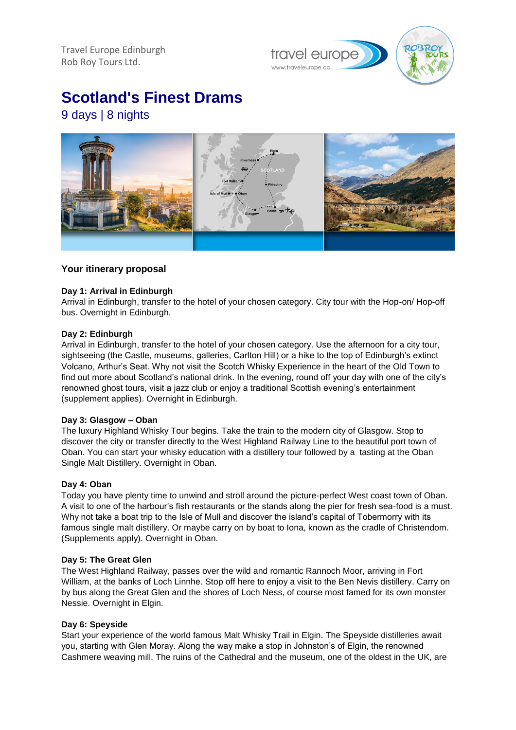Travel Europe Edinburgh
Rob Roy Tours Ltd.

# Scotland's Finest Drams

## 9 days | 8 nights

### Your itinerary proposal

**Day 1: Arrival in Edinburgh**
Arrival in Edinburgh, transfer to the hotel of your chosen category. City tour with the Hop-on/ Hop-off bus. Overnight in Edinburgh.

**Day 2: Edinburgh**
Arrival in Edinburgh, transfer to the hotel of your chosen category. Use the afternoon for a city tour, sightseeing (the Castle, museums, galleries, Carlton Hill) or a hike to the top of Edinburgh's extinct Volcano, Arthur's Seat. Why not visit the Scotch Whisky Experience in the heart of the Old Town to find out more about Scotland's national drink. In the evening, round off your day with one of the city's renowned ghost tours, visit a jazz club or enjoy a traditional Scottish evening's entertainment (supplement applies). Overnight in Edinburgh.

**Day 3: Glasgow – Oban**
The luxury Highland Whisky Tour begins. Take the train to the modern city of Glasgow. Stop to discover the city or transfer directly to the West Highland Railway Line to the beautiful port town of Oban. You can start your whisky education with a distillery tour followed by a tasting at the Oban Single Malt Distillery. Overnight in Oban.

**Day 4: Oban**
Today you have plenty time to unwind and stroll around the picture-perfect West coast town of Oban. A visit to one of the harbour's fish restaurants or the stands along the pier for fresh sea-food is a must. Why not take a boat trip to the Isle of Mull and discover the island's capital of Tobermorry with its famous single malt distillery. Or maybe carry on by boat to Iona, known as the cradle of Christendom. (Supplements apply). Overnight in Oban.

**Day 5: The Great Glen**
The West Highland Railway, passes over the wild and romantic Rannoch Moor, arriving in Fort William, at the banks of Loch Linnhe. Stop off here to enjoy a visit to the Ben Nevis distillery. Carry on by bus along the Great Glen and the shores of Loch Ness, of course most famed for its own monster Nessie. Overnight in Elgin.

**Day 6: Speyside**
Start your experience of the world famous Malt Whisky Trail in Elgin. The Speyside distilleries await you, starting with Glen Moray. Along the way make a stop in Johnston's of Elgin, the renowned Cashmere weaving mill. The ruins of the Cathedral and the museum, one of the oldest in the UK, are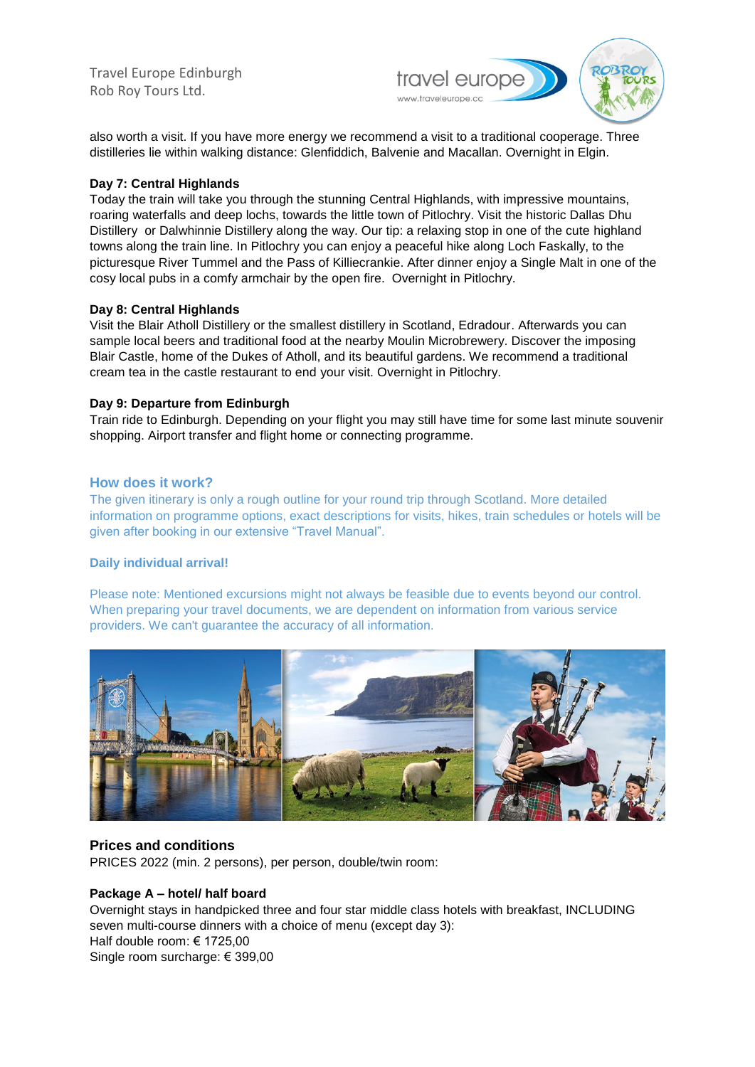also worth a visit. If you have more energy we recommend a visit to a traditional cooperage. Three distilleries lie within walking distance: Glenfiddich, Balvenie and Macallan. Overnight in Elgin.

**Day 7: Central Highlands**

Today the train will take you through the stunning Central Highlands, with impressive mountains, roaring waterfalls and deep lochs, towards the little town of Pitlochry. Visit the historic Dallas Dhu Distillery or Dalwhinnie Distillery along the way. Our tip: a relaxing stop in one of the cute highland towns along the train line. In Pitlochry you can enjoy a peaceful hike along Loch Faskally, to the picturesque River Tummel and the Pass of Killiecrankie. After dinner enjoy a Single Malt in one of the cosy local pubs in a comfy armchair by the open fire. Overnight in Pitlochry.

**Day 8: Central Highlands**

Visit the Blair Atholl Distillery or the smallest distillery in Scotland, Edradour. Afterwards you can sample local beers and traditional food at the nearby Moulin Microbrewery. Discover the imposing Blair Castle, home of the Dukes of Atholl, and its beautiful gardens. We recommend a traditional cream tea in the castle restaurant to end your visit. Overnight in Pitlochry.

**Day 9: Departure from Edinburgh**

Train ride to Edinburgh. Depending on your flight you may still have time for some last minute souvenir shopping. Airport transfer and flight home or connecting programme.

### How does it work?

The given itinerary is only a rough outline for your round trip through Scotland. More detailed information on programme options, exact descriptions for visits, hikes, train schedules or hotels will be given after booking in our extensive "Travel Manual".

**Daily individual arrival!**

Please note: Mentioned excursions might not always be feasible due to events beyond our control. When preparing your travel documents, we are dependent on information from various service providers. We can't guarantee the accuracy of all information.

## Prices and conditions

PRICES 2022 (min. 2 persons), per person, double/twin room:

**Package A – hotel/ half board**

Overnight stays in handpicked three and four star middle class hotels with breakfast, INCLUDING seven multi-course dinners with a choice of menu (except day 3):
Half double room: € 1725,00
Single room surcharge: € 399,00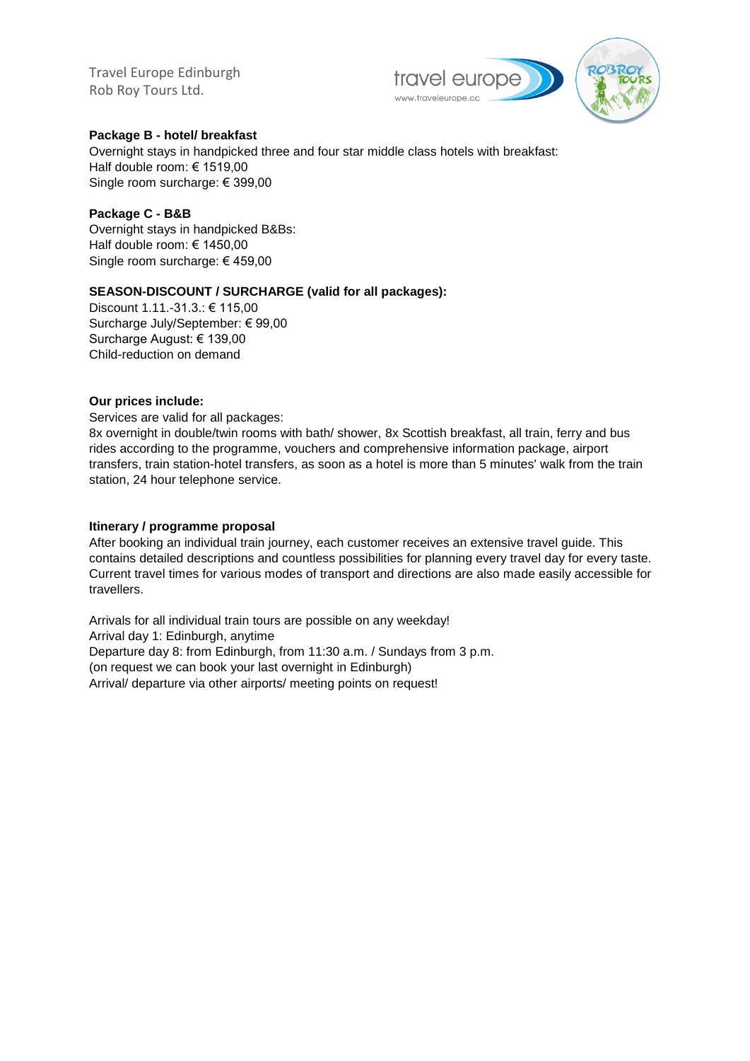**Package B - hotel/ breakfast**

Overnight stays in handpicked three and four star middle class hotels with breakfast:
Half double room: € 1519,00
Single room surcharge: € 399,00

**Package C - B&B**

Overnight stays in handpicked B&Bs:
Half double room: € 1450,00
Single room surcharge: € 459,00

**SEASON-DISCOUNT / SURCHARGE (valid for all packages):**

Discount 1.11.-31.3.: € 115,00
Surcharge July/September: € 99,00
Surcharge August: € 139,00
Child-reduction on demand

**Our prices include:**

Services are valid for all packages:
8x overnight in double/twin rooms with bath/ shower, 8x Scottish breakfast, all train, ferry and bus rides according to the programme, vouchers and comprehensive information package, airport transfers, train station-hotel transfers, as soon as a hotel is more than 5 minutes' walk from the train station, 24 hour telephone service.

**Itinerary / programme proposal**

After booking an individual train journey, each customer receives an extensive travel guide. This contains detailed descriptions and countless possibilities for planning every travel day for every taste. Current travel times for various modes of transport and directions are also made easily accessible for travellers.

Arrivals for all individual train tours are possible on any weekday!
Arrival day 1: Edinburgh, anytime
Departure day 8: from Edinburgh, from 11:30 a.m. / Sundays from 3 p.m.
(on request we can book your last overnight in Edinburgh)
Arrival/ departure via other airports/ meeting points on request!